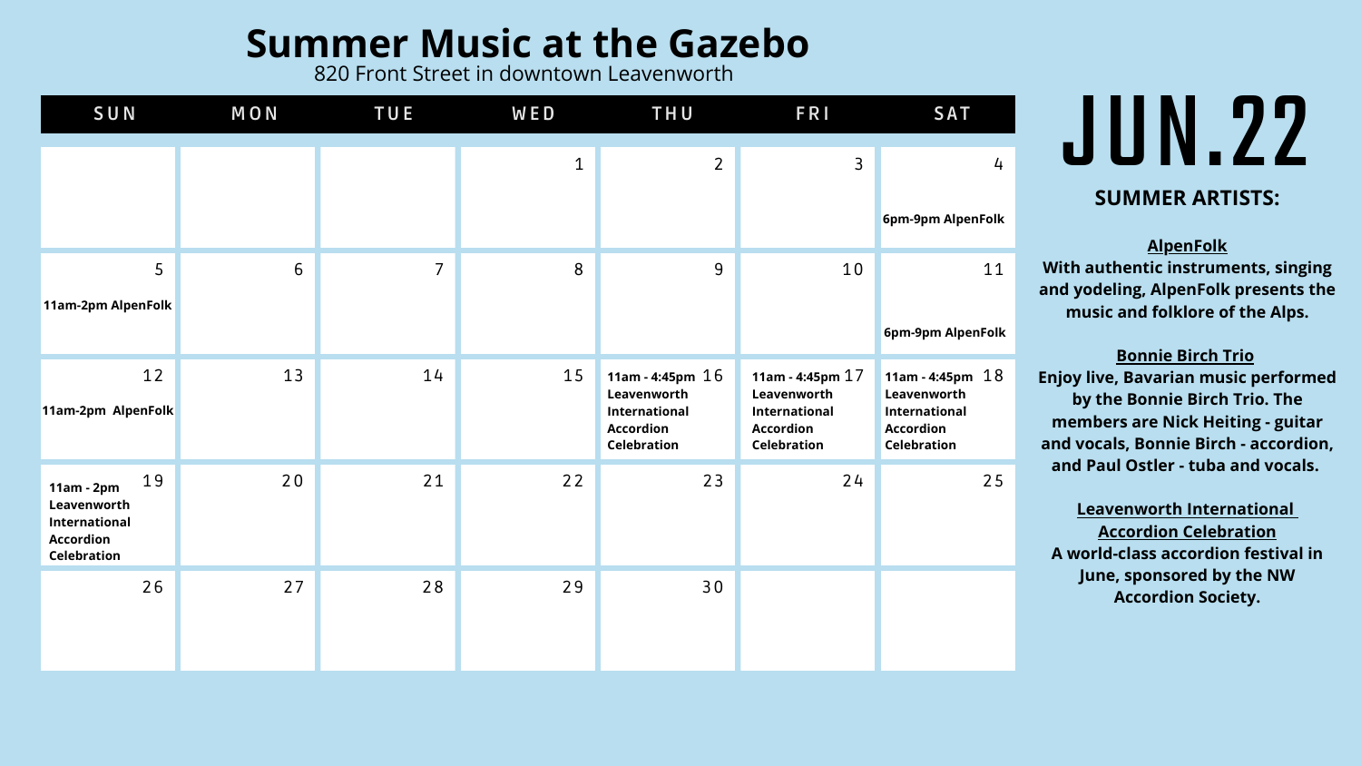# Summer Music at the Gazebo

820 Front Street in downtown Leavenworth

# JUN.22

| SUN | MON | TUE | WED | THU | FRI | SAT |
|---|---|---|---|---|---|---|
| | | | 1 | 2 | 3 | 4 **6pm-9pm AlpenFolk** |
| 5 **11am-2pm AlpenFolk** | 6 | 7 | 8 | 9 | 10 | 11 **6pm-9pm AlpenFolk** |
| 12 **11am-2pm AlpenFolk** | 13 | 14 | 15 | 16 **11am - 4:45pm Leavenworth International Accordion Celebration** | 17 **11am - 4:45pm Leavenworth International Accordion Celebration** | 18 **11am - 4:45pm Leavenworth International Accordion Celebration** |
| 19 **11am - 2pm Leavenworth International Accordion Celebration** | 20 | 21 | 22 | 23 | 24 | 25 |
| 26 | 27 | 28 | 29 | 30 | | |

## SUMMER ARTISTS:

**AlpenFolk**
**With authentic instruments, singing and yodeling, AlpenFolk presents the music and folklore of the Alps.**

**Bonnie Birch Trio**
**Enjoy live, Bavarian music performed by the Bonnie Birch Trio. The members are Nick Heiting - guitar and vocals, Bonnie Birch - accordion, and Paul Ostler - tuba and vocals.**

**Leavenworth International Accordion Celebration**
**A world-class accordion festival in June, sponsored by the NW Accordion Society.**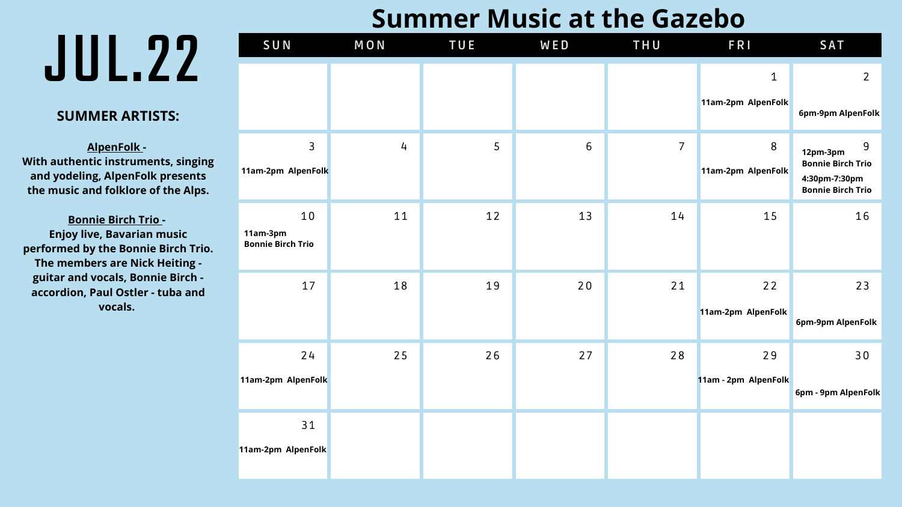# Summer Music at the Gazebo

# JUL.22

## SUMMER ARTISTS:

**AlpenFolk -**
**With authentic instruments, singing and yodeling, AlpenFolk presents the music and folklore of the Alps.**

**Bonnie Birch Trio -**
**Enjoy live, Bavarian music performed by the Bonnie Birch Trio. The members are Nick Heiting - guitar and vocals, Bonnie Birch - accordion, Paul Ostler - tuba and vocals.**

| SUN | MON | TUE | WED | THU | FRI | SAT |
|---|---|---|---|---|---|---|
| | | | | | 1<br>11am-2pm AlpenFolk | 2<br>6pm-9pm AlpenFolk |
| 3<br>11am-2pm AlpenFolk | 4 | 5 | 6 | 7 | 8<br>11am-2pm AlpenFolk | 9<br>12pm-3pm Bonnie Birch Trio<br>4:30pm-7:30pm Bonnie Birch Trio |
| 10<br>11am-3pm Bonnie Birch Trio | 11 | 12 | 13 | 14 | 15 | 16 |
| 17 | 18 | 19 | 20 | 21 | 22<br>11am-2pm AlpenFolk | 23<br>6pm-9pm AlpenFolk |
| 24<br>11am-2pm AlpenFolk | 25 | 26 | 27 | 28 | 29<br>11am - 2pm AlpenFolk | 30<br>6pm - 9pm AlpenFolk |
| 31<br>11am-2pm AlpenFolk | | | | | | |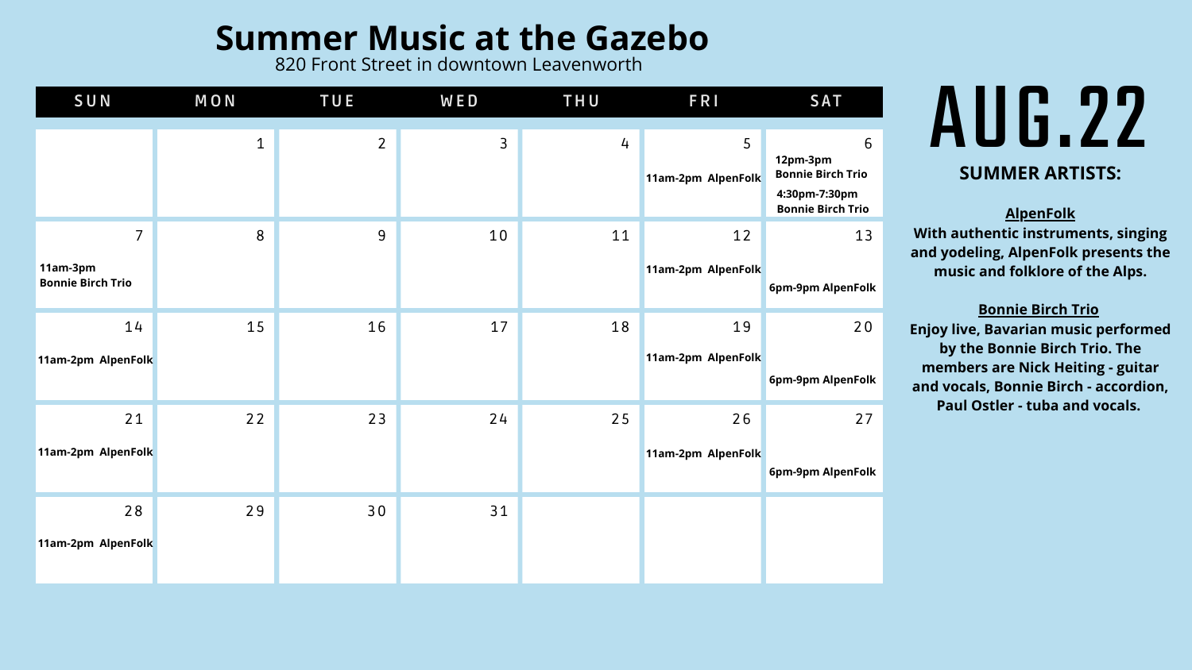# Summer Music at the Gazebo

820 Front Street in downtown Leavenworth

# AUG.22

| SUN | MON | TUE | WED | THU | FRI | SAT |
| --- | --- | --- | --- | --- | --- | --- |
| | 1 | 2 | 3 | 4 | 5<br>**11am-2pm AlpenFolk** | 6<br>**12pm-3pm Bonnie Birch Trio**<br>**4:30pm-7:30pm Bonnie Birch Trio** |
| 7<br>**11am-3pm Bonnie Birch Trio** | 8 | 9 | 10 | 11 | 12<br>**11am-2pm AlpenFolk** | 13<br>**6pm-9pm AlpenFolk** |
| 14<br>**11am-2pm AlpenFolk** | 15 | 16 | 17 | 18 | 19<br>**11am-2pm AlpenFolk** | 20<br>**6pm-9pm AlpenFolk** |
| 21<br>**11am-2pm AlpenFolk** | 22 | 23 | 24 | 25 | 26<br>**11am-2pm AlpenFolk** | 27<br>**6pm-9pm AlpenFolk** |
| 28<br>**11am-2pm AlpenFolk** | 29 | 30 | 31 | | | |

## SUMMER ARTISTS:

**AlpenFolk**

**With authentic instruments, singing and yodeling, AlpenFolk presents the music and folklore of the Alps.**

**Bonnie Birch Trio**

**Enjoy live, Bavarian music performed by the Bonnie Birch Trio. The members are Nick Heiting - guitar and vocals, Bonnie Birch - accordion, Paul Ostler - tuba and vocals.**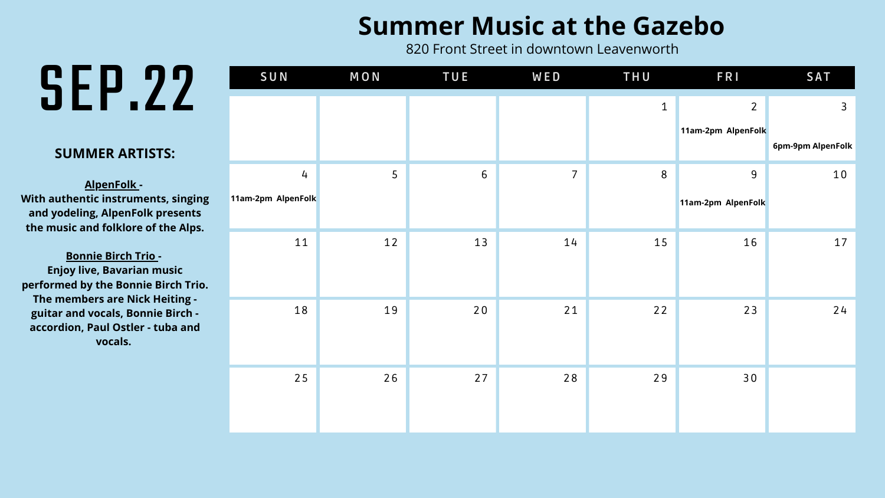# Summer Music at the Gazebo

820 Front Street in downtown Leavenworth

# SEP.22

**SUMMER ARTISTS:**

**AlpenFolk -**
**With authentic instruments, singing and yodeling, AlpenFolk presents the music and folklore of the Alps.**

**Bonnie Birch Trio -**
**Enjoy live, Bavarian music performed by the Bonnie Birch Trio. The members are Nick Heiting - guitar and vocals, Bonnie Birch - accordion, Paul Ostler - tuba and vocals.**

| SUN | MON | TUE | WED | THU | FRI | SAT |
|---|---|---|---|---|---|---|
| | | | | 1 | 2<br>**11am-2pm AlpenFolk** | 3<br>**6pm-9pm AlpenFolk** |
| 4<br>**11am-2pm AlpenFolk** | 5 | 6 | 7 | 8 | 9<br>**11am-2pm AlpenFolk** | 10 |
| 11 | 12 | 13 | 14 | 15 | 16 | 17 |
| 18 | 19 | 20 | 21 | 22 | 23 | 24 |
| 25 | 26 | 27 | 28 | 29 | 30 | |